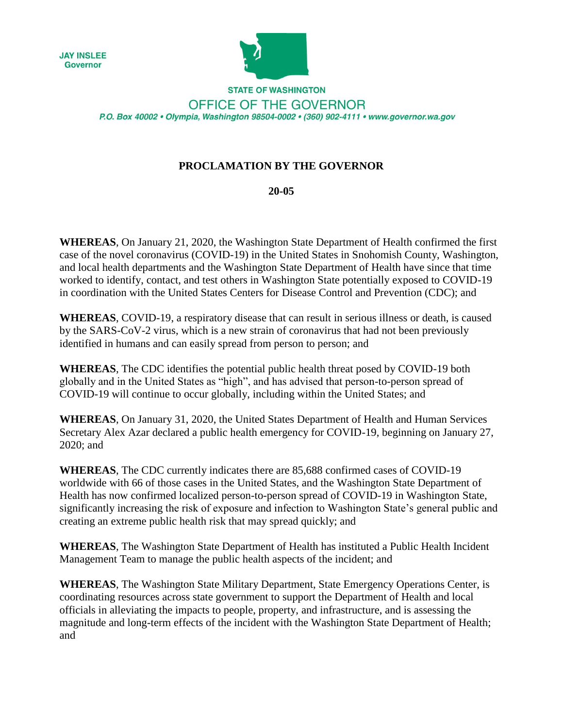JAY INSLEE
Governor

STATE OF WASHINGTON

OFFICE OF THE GOVERNOR

*P.O. Box 40002 • Olympia, Washington 98504-0002 • (360) 902-4111 • www.governor.wa.gov*

# PROCLAMATION BY THE GOVERNOR

## 20-05

**WHEREAS**, On January 21, 2020, the Washington State Department of Health confirmed the first case of the novel coronavirus (COVID-19) in the United States in Snohomish County, Washington, and local health departments and the Washington State Department of Health have since that time worked to identify, contact, and test others in Washington State potentially exposed to COVID-19 in coordination with the United States Centers for Disease Control and Prevention (CDC); and

**WHEREAS**, COVID-19, a respiratory disease that can result in serious illness or death, is caused by the SARS-CoV-2 virus, which is a new strain of coronavirus that had not been previously identified in humans and can easily spread from person to person; and

**WHEREAS**, The CDC identifies the potential public health threat posed by COVID-19 both globally and in the United States as "high", and has advised that person-to-person spread of COVID-19 will continue to occur globally, including within the United States; and

**WHEREAS**, On January 31, 2020, the United States Department of Health and Human Services Secretary Alex Azar declared a public health emergency for COVID-19, beginning on January 27, 2020; and

**WHEREAS**, The CDC currently indicates there are 85,688 confirmed cases of COVID-19 worldwide with 66 of those cases in the United States, and the Washington State Department of Health has now confirmed localized person-to-person spread of COVID-19 in Washington State, significantly increasing the risk of exposure and infection to Washington State's general public and creating an extreme public health risk that may spread quickly; and

**WHEREAS**, The Washington State Department of Health has instituted a Public Health Incident Management Team to manage the public health aspects of the incident; and

**WHEREAS**, The Washington State Military Department, State Emergency Operations Center, is coordinating resources across state government to support the Department of Health and local officials in alleviating the impacts to people, property, and infrastructure, and is assessing the magnitude and long-term effects of the incident with the Washington State Department of Health; and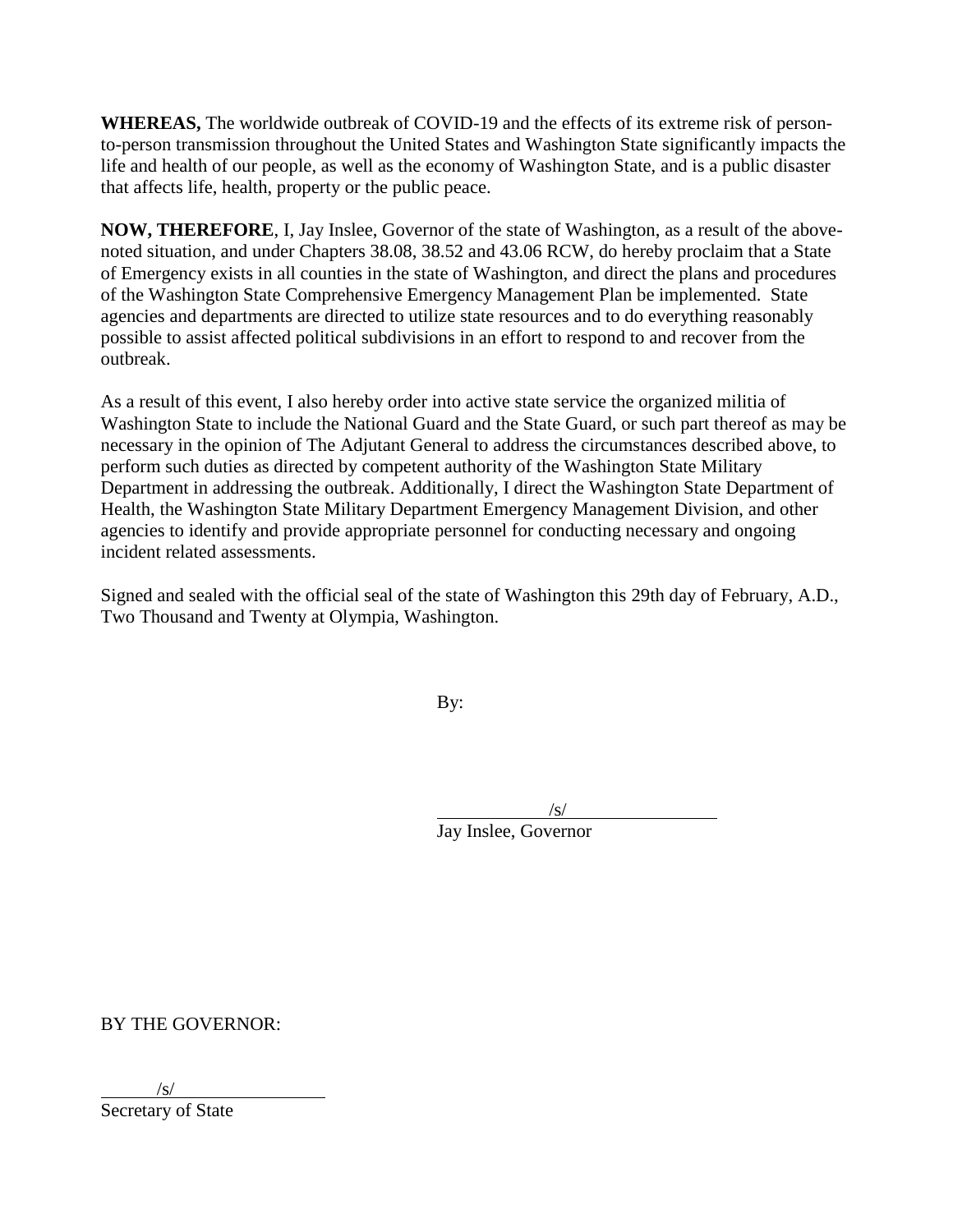**WHEREAS,** The worldwide outbreak of COVID-19 and the effects of its extreme risk of person-to-person transmission throughout the United States and Washington State significantly impacts the life and health of our people, as well as the economy of Washington State, and is a public disaster that affects life, health, property or the public peace.

**NOW, THEREFORE**, I, Jay Inslee, Governor of the state of Washington, as a result of the above-noted situation, and under Chapters 38.08, 38.52 and 43.06 RCW, do hereby proclaim that a State of Emergency exists in all counties in the state of Washington, and direct the plans and procedures of the Washington State Comprehensive Emergency Management Plan be implemented. State agencies and departments are directed to utilize state resources and to do everything reasonably possible to assist affected political subdivisions in an effort to respond to and recover from the outbreak.

As a result of this event, I also hereby order into active state service the organized militia of Washington State to include the National Guard and the State Guard, or such part thereof as may be necessary in the opinion of The Adjutant General to address the circumstances described above, to perform such duties as directed by competent authority of the Washington State Military Department in addressing the outbreak. Additionally, I direct the Washington State Department of Health, the Washington State Military Department Emergency Management Division, and other agencies to identify and provide appropriate personnel for conducting necessary and ongoing incident related assessments.

Signed and sealed with the official seal of the state of Washington this 29th day of February, A.D., Two Thousand and Twenty at Olympia, Washington.

By:

/s/
Jay Inslee, Governor

BY THE GOVERNOR:

/s/
Secretary of State